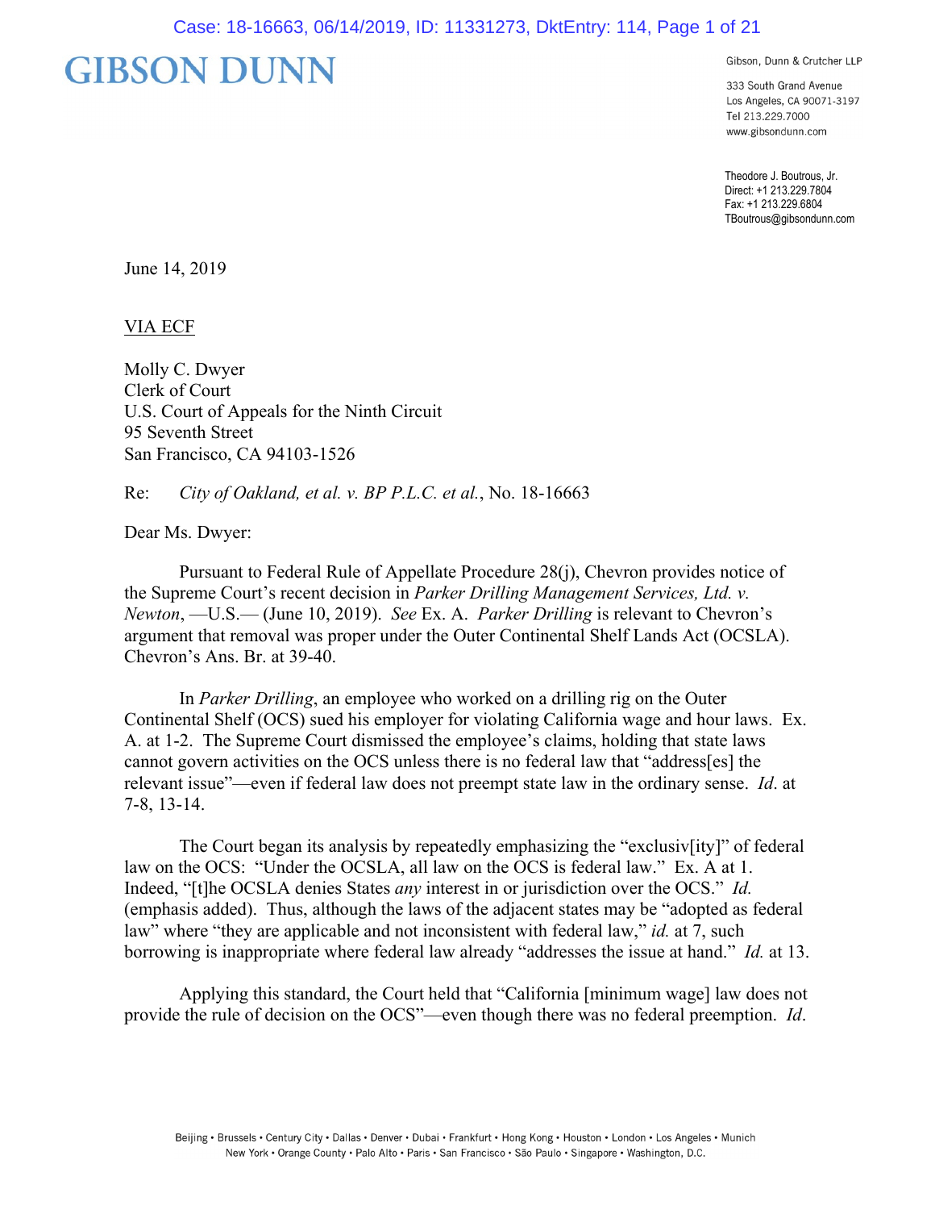# GIBSON DUNN

Gibson, Dunn & Crutcher LLP

333 South Grand Avenue
Los Angeles, CA 90071-3197
Tel 213.229.7000
www.gibsondunn.com

Theodore J. Boutrous, Jr.
Direct: +1 213.229.7804
Fax: +1 213.229.6804
TBoutrous@gibsondunn.com

June 14, 2019

VIA ECF

Molly C. Dwyer
Clerk of Court
U.S. Court of Appeals for the Ninth Circuit
95 Seventh Street
San Francisco, CA 94103-1526

Re: *City of Oakland, et al. v. BP P.L.C. et al.*, No. 18-16663

Dear Ms. Dwyer:

Pursuant to Federal Rule of Appellate Procedure 28(j), Chevron provides notice of the Supreme Court's recent decision in *Parker Drilling Management Services, Ltd. v. Newton*, —U.S.— (June 10, 2019). *See* Ex. A. *Parker Drilling* is relevant to Chevron's argument that removal was proper under the Outer Continental Shelf Lands Act (OCSLA). Chevron's Ans. Br. at 39-40.

In *Parker Drilling*, an employee who worked on a drilling rig on the Outer Continental Shelf (OCS) sued his employer for violating California wage and hour laws. Ex. A. at 1-2. The Supreme Court dismissed the employee's claims, holding that state laws cannot govern activities on the OCS unless there is no federal law that "address[es] the relevant issue"—even if federal law does not preempt state law in the ordinary sense. *Id*. at 7-8, 13-14.

The Court began its analysis by repeatedly emphasizing the "exclusiv[ity]" of federal law on the OCS: "Under the OCSLA, all law on the OCS is federal law." Ex. A at 1. Indeed, "[t]he OCSLA denies States *any* interest in or jurisdiction over the OCS." *Id.* (emphasis added). Thus, although the laws of the adjacent states may be "adopted as federal law" where "they are applicable and not inconsistent with federal law," *id.* at 7, such borrowing is inappropriate where federal law already "addresses the issue at hand." *Id.* at 13.

Applying this standard, the Court held that "California [minimum wage] law does not provide the rule of decision on the OCS"—even though there was no federal preemption. *Id*.

Beijing • Brussels • Century City • Dallas • Denver • Dubai • Frankfurt • Hong Kong • Houston • London • Los Angeles • Munich
New York • Orange County • Palo Alto • Paris • San Francisco • São Paulo • Singapore • Washington, D.C.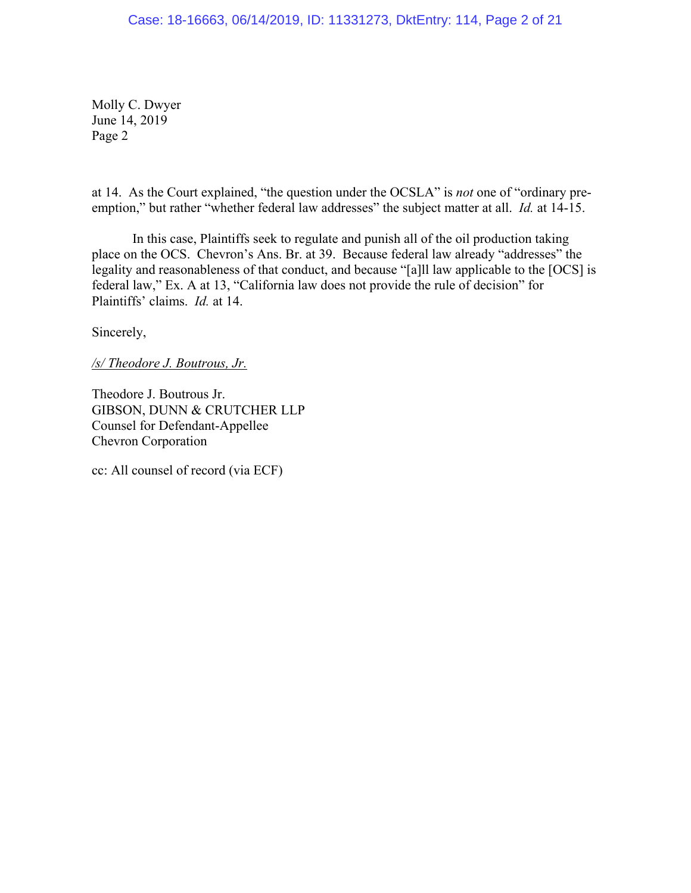Molly C. Dwyer
June 14, 2019
Page 2

at 14. As the Court explained, "the question under the OCSLA" is *not* one of "ordinary pre-emption," but rather "whether federal law addresses" the subject matter at all. *Id.* at 14-15.

In this case, Plaintiffs seek to regulate and punish all of the oil production taking place on the OCS. Chevron's Ans. Br. at 39. Because federal law already "addresses" the legality and reasonableness of that conduct, and because "[a]ll law applicable to the [OCS] is federal law," Ex. A at 13, "California law does not provide the rule of decision" for Plaintiffs' claims. *Id.* at 14.

Sincerely,

*/s/ Theodore J. Boutrous, Jr.*

Theodore J. Boutrous Jr.
GIBSON, DUNN & CRUTCHER LLP
Counsel for Defendant-Appellee
Chevron Corporation

cc: All counsel of record (via ECF)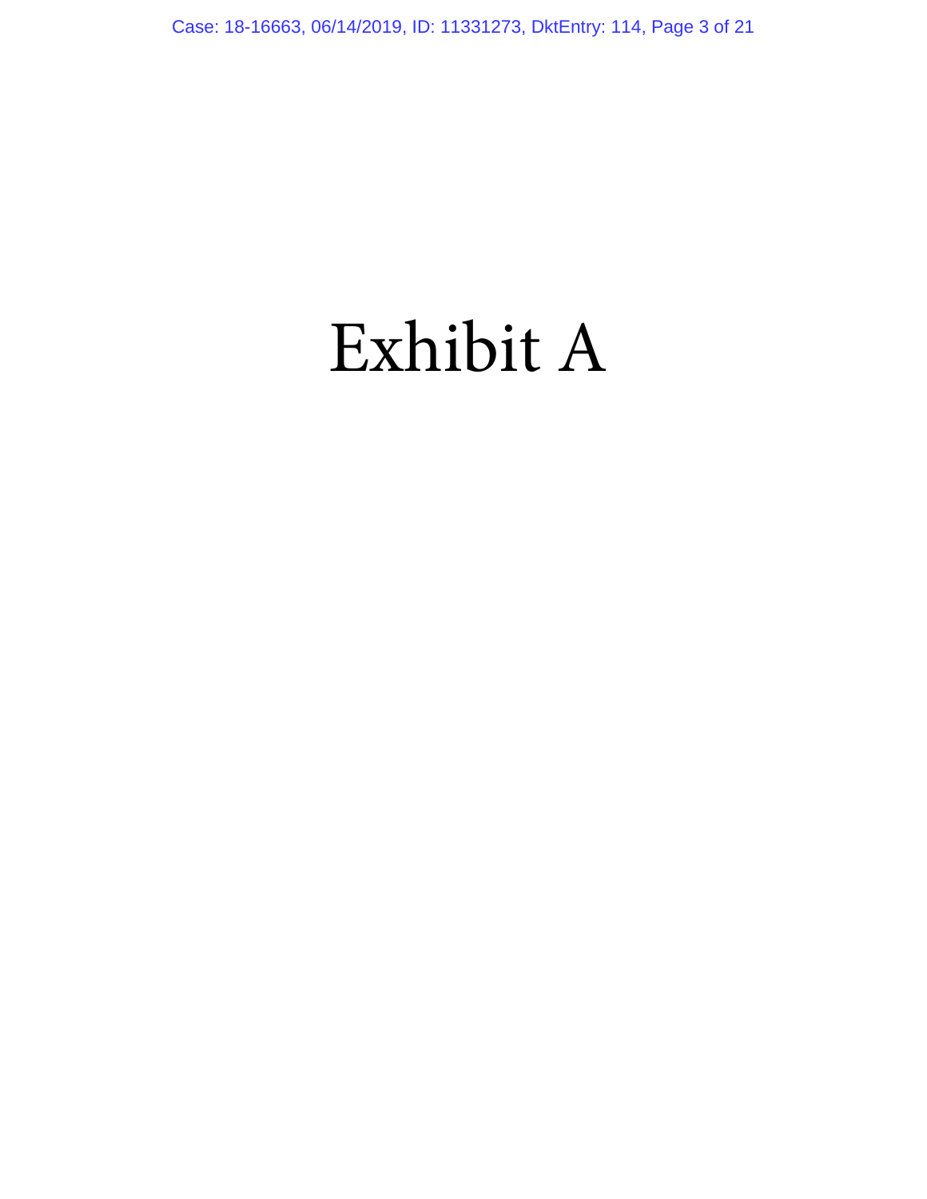# Exhibit A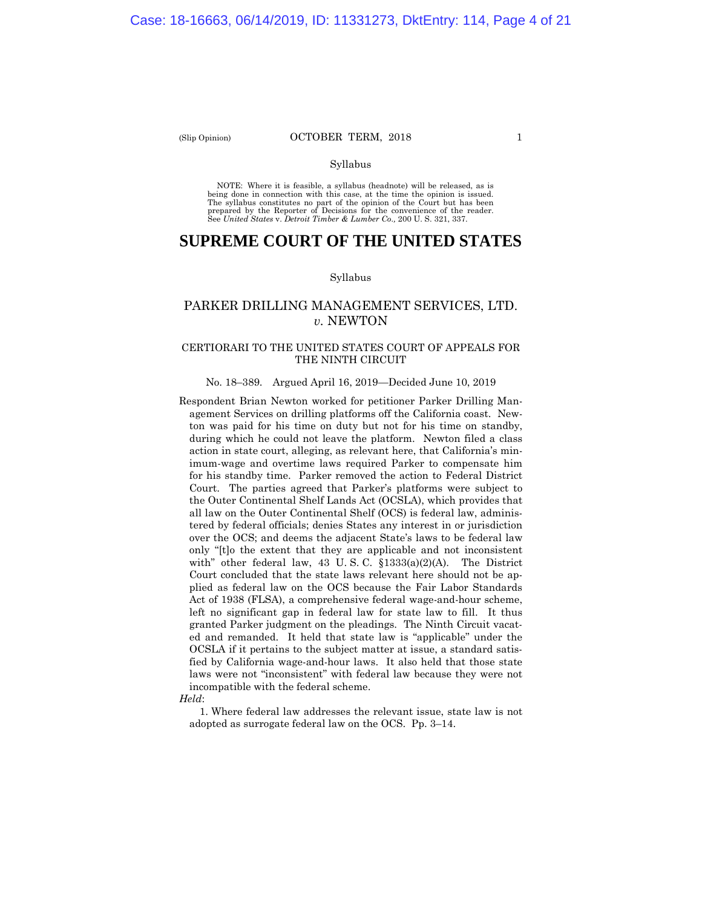Syllabus

NOTE: Where it is feasible, a syllabus (headnote) will be released, as is being done in connection with this case, at the time the opinion is issued. The syllabus constitutes no part of the opinion of the Court but has been prepared by the Reporter of Decisions for the convenience of the reader. See *United States* v. *Detroit Timber & Lumber Co.,* 200 U. S. 321, 337.

# SUPREME COURT OF THE UNITED STATES

Syllabus

## PARKER DRILLING MANAGEMENT SERVICES, LTD. *v.* NEWTON

### CERTIORARI TO THE UNITED STATES COURT OF APPEALS FOR THE NINTH CIRCUIT

No. 18–389. Argued April 16, 2019—Decided June 10, 2019

Respondent Brian Newton worked for petitioner Parker Drilling Management Services on drilling platforms off the California coast. Newton was paid for his time on duty but not for his time on standby, during which he could not leave the platform. Newton filed a class action in state court, alleging, as relevant here, that California's minimum-wage and overtime laws required Parker to compensate him for his standby time. Parker removed the action to Federal District Court. The parties agreed that Parker's platforms were subject to the Outer Continental Shelf Lands Act (OCSLA), which provides that all law on the Outer Continental Shelf (OCS) is federal law, administered by federal officials; denies States any interest in or jurisdiction over the OCS; and deems the adjacent State's laws to be federal law only "[t]o the extent that they are applicable and not inconsistent with" other federal law, 43 U. S. C. §1333(a)(2)(A). The District Court concluded that the state laws relevant here should not be applied as federal law on the OCS because the Fair Labor Standards Act of 1938 (FLSA), a comprehensive federal wage-and-hour scheme, left no significant gap in federal law for state law to fill. It thus granted Parker judgment on the pleadings. The Ninth Circuit vacated and remanded. It held that state law is "applicable" under the OCSLA if it pertains to the subject matter at issue, a standard satisfied by California wage-and-hour laws. It also held that those state laws were not "inconsistent" with federal law because they were not incompatible with the federal scheme.

*Held*:

1. Where federal law addresses the relevant issue, state law is not adopted as surrogate federal law on the OCS. Pp. 3–14.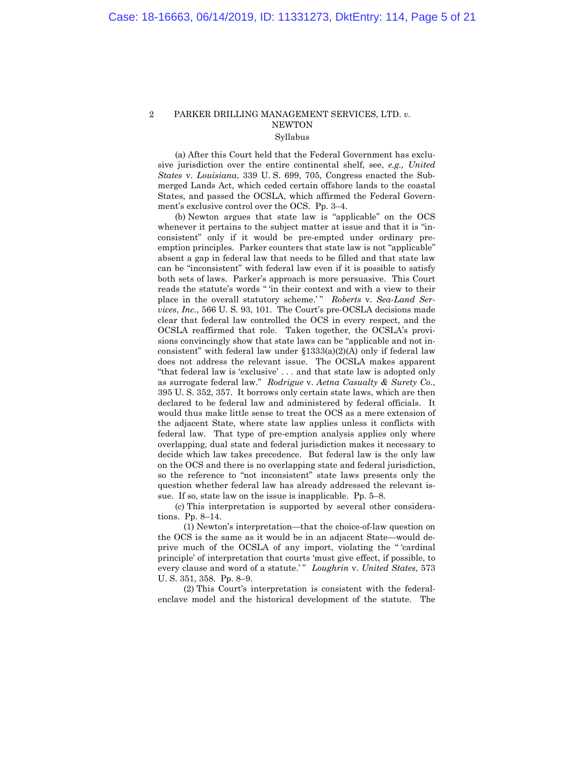(a) After this Court held that the Federal Government has exclusive jurisdiction over the entire continental shelf, see, *e.g., United States* v. *Louisiana*, 339 U. S. 699, 705, Congress enacted the Submerged Lands Act, which ceded certain offshore lands to the coastal States, and passed the OCSLA, which affirmed the Federal Government's exclusive control over the OCS. Pp. 3–4.

(b) Newton argues that state law is "applicable" on the OCS whenever it pertains to the subject matter at issue and that it is "inconsistent" only if it would be pre-empted under ordinary pre-emption principles. Parker counters that state law is not "applicable" absent a gap in federal law that needs to be filled and that state law can be "inconsistent" with federal law even if it is possible to satisfy both sets of laws. Parker's approach is more persuasive. This Court reads the statute's words " 'in their context and with a view to their place in the overall statutory scheme.' " *Roberts* v. *Sea-Land Services*, *Inc.*, 566 U. S. 93, 101. The Court's pre-OCSLA decisions made clear that federal law controlled the OCS in every respect, and the OCSLA reaffirmed that role. Taken together, the OCSLA's provisions convincingly show that state laws can be "applicable and not inconsistent" with federal law under §1333(a)(2)(A) only if federal law does not address the relevant issue. The OCSLA makes apparent "that federal law is 'exclusive' . . . and that state law is adopted only as surrogate federal law." *Rodrigue* v. *Aetna Casualty & Surety Co.*, 395 U. S. 352, 357. It borrows only certain state laws, which are then declared to be federal law and administered by federal officials. It would thus make little sense to treat the OCS as a mere extension of the adjacent State, where state law applies unless it conflicts with federal law. That type of pre-emption analysis applies only where overlapping, dual state and federal jurisdiction makes it necessary to decide which law takes precedence. But federal law is the only law on the OCS and there is no overlapping state and federal jurisdiction, so the reference to "not inconsistent" state laws presents only the question whether federal law has already addressed the relevant issue. If so, state law on the issue is inapplicable. Pp. 5–8.

(c) This interpretation is supported by several other considerations. Pp. 8–14.

(1) Newton's interpretation—that the choice-of-law question on the OCS is the same as it would be in an adjacent State—would deprive much of the OCSLA of any import, violating the " 'cardinal principle' of interpretation that courts 'must give effect, if possible, to every clause and word of a statute.' " *Loughrin* v. *United States*, 573 U. S. 351, 358. Pp. 8–9.

(2) This Court's interpretation is consistent with the federal-enclave model and the historical development of the statute. The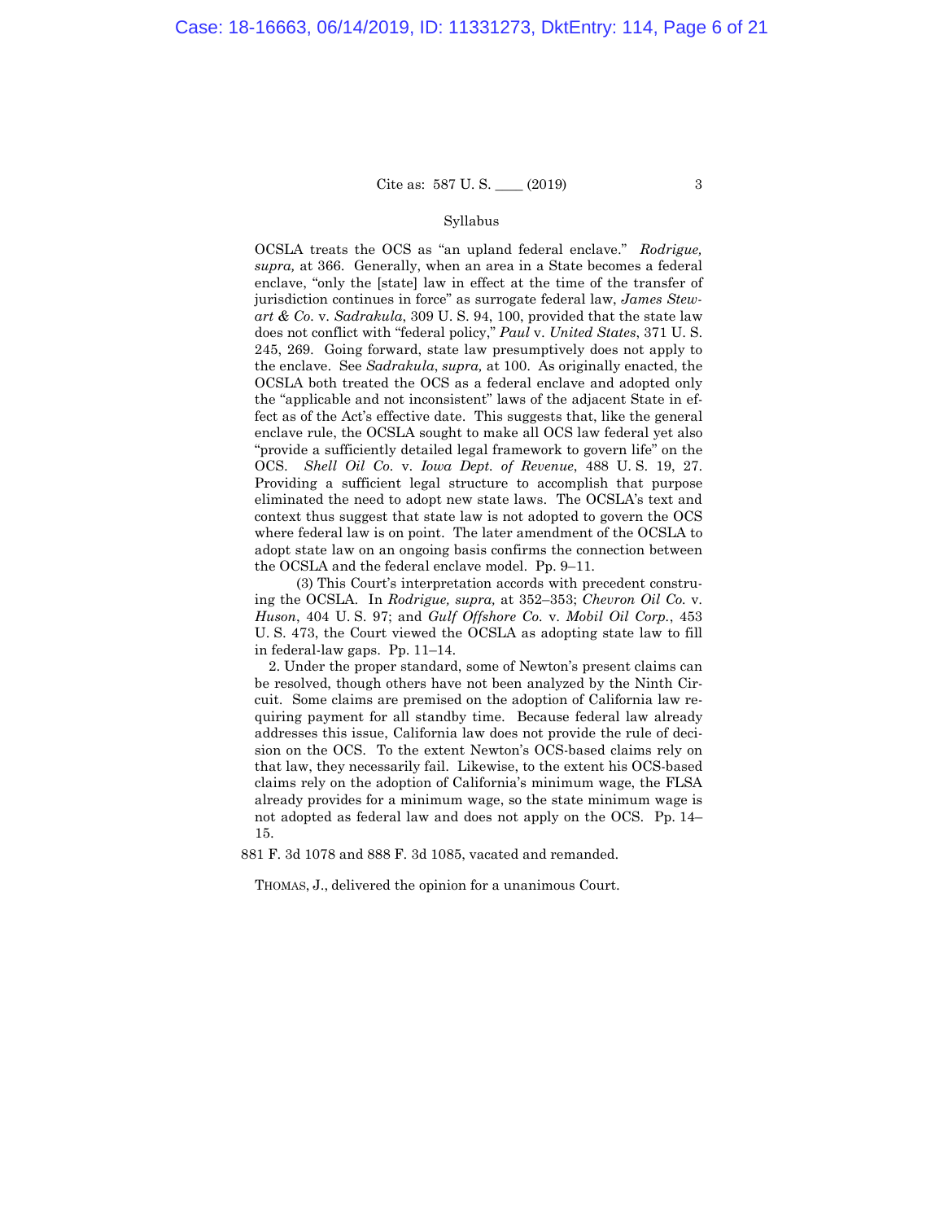Syllabus

OCSLA treats the OCS as "an upland federal enclave." *Rodrigue, supra,* at 366. Generally, when an area in a State becomes a federal enclave, "only the [state] law in effect at the time of the transfer of jurisdiction continues in force" as surrogate federal law, *James Stewart & Co.* v. *Sadrakula*, 309 U. S. 94, 100, provided that the state law does not conflict with "federal policy," *Paul* v. *United States*, 371 U. S. 245, 269. Going forward, state law presumptively does not apply to the enclave. See *Sadrakula*, *supra,* at 100. As originally enacted, the OCSLA both treated the OCS as a federal enclave and adopted only the "applicable and not inconsistent" laws of the adjacent State in effect as of the Act's effective date. This suggests that, like the general enclave rule, the OCSLA sought to make all OCS law federal yet also "provide a sufficiently detailed legal framework to govern life" on the OCS. *Shell Oil Co.* v. *Iowa Dept. of Revenue*, 488 U. S. 19, 27. Providing a sufficient legal structure to accomplish that purpose eliminated the need to adopt new state laws. The OCSLA's text and context thus suggest that state law is not adopted to govern the OCS where federal law is on point. The later amendment of the OCSLA to adopt state law on an ongoing basis confirms the connection between the OCSLA and the federal enclave model. Pp. 9–11.

(3) This Court's interpretation accords with precedent construing the OCSLA. In *Rodrigue, supra,* at 352–353; *Chevron Oil Co.* v. *Huson*, 404 U. S. 97; and *Gulf Offshore Co.* v. *Mobil Oil Corp.*, 453 U. S. 473, the Court viewed the OCSLA as adopting state law to fill in federal-law gaps. Pp. 11–14.

2. Under the proper standard, some of Newton's present claims can be resolved, though others have not been analyzed by the Ninth Circuit. Some claims are premised on the adoption of California law requiring payment for all standby time. Because federal law already addresses this issue, California law does not provide the rule of decision on the OCS. To the extent Newton's OCS-based claims rely on that law, they necessarily fail. Likewise, to the extent his OCS-based claims rely on the adoption of California's minimum wage, the FLSA already provides for a minimum wage, so the state minimum wage is not adopted as federal law and does not apply on the OCS. Pp. 14–15.

881 F. 3d 1078 and 888 F. 3d 1085, vacated and remanded.

THOMAS, J., delivered the opinion for a unanimous Court.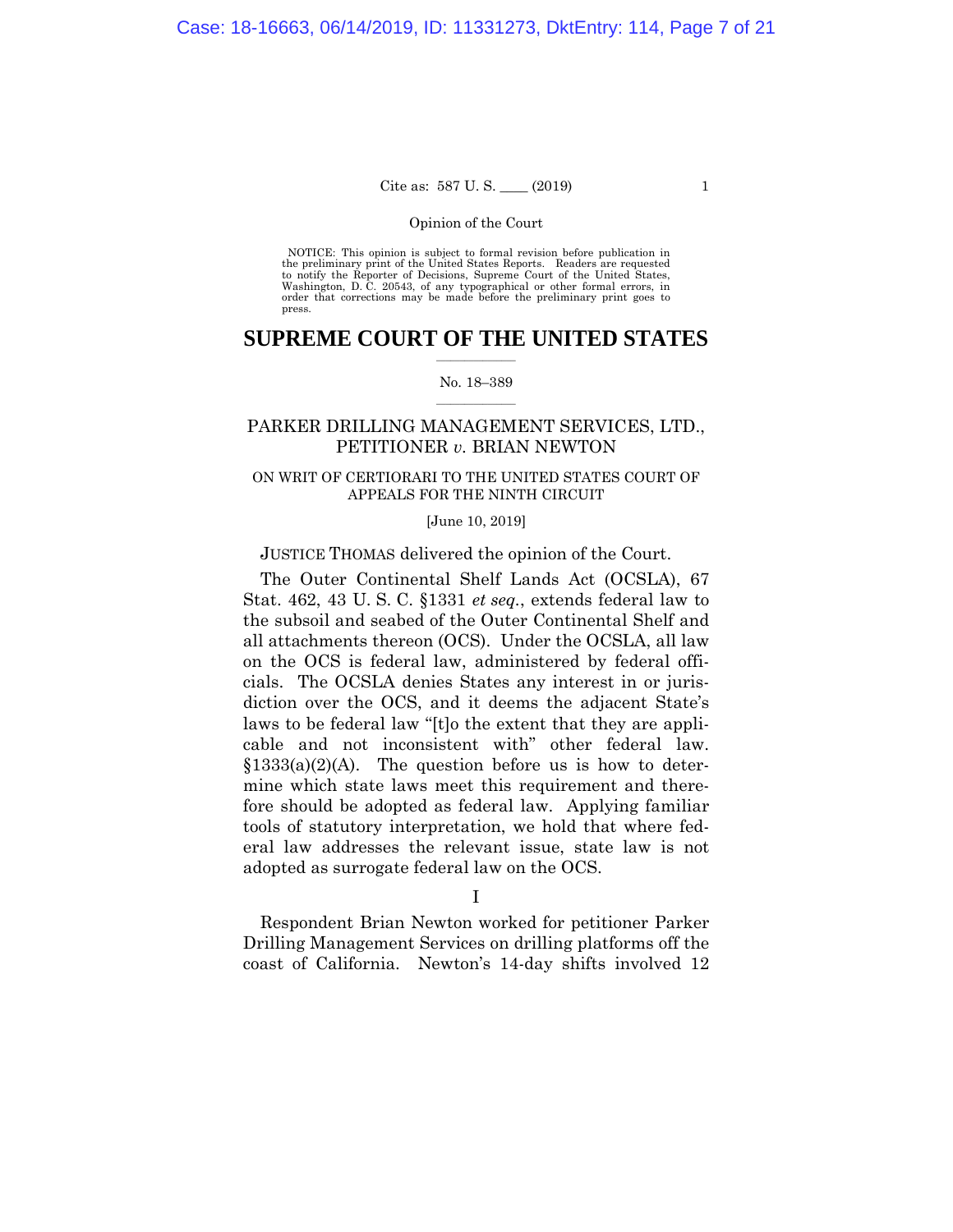Opinion of the Court

NOTICE: This opinion is subject to formal revision before publication in the preliminary print of the United States Reports. Readers are requested to notify the Reporter of Decisions, Supreme Court of the United States, Washington, D. C. 20543, of any typographical or other formal errors, in order that corrections may be made before the preliminary print goes to press.

# SUPREME COURT OF THE UNITED STATES

No. 18–389

PARKER DRILLING MANAGEMENT SERVICES, LTD., PETITIONER *v.* BRIAN NEWTON

ON WRIT OF CERTIORARI TO THE UNITED STATES COURT OF APPEALS FOR THE NINTH CIRCUIT

[June 10, 2019]

JUSTICE THOMAS delivered the opinion of the Court.

The Outer Continental Shelf Lands Act (OCSLA), 67 Stat. 462, 43 U. S. C. §1331 *et seq.*, extends federal law to the subsoil and seabed of the Outer Continental Shelf and all attachments thereon (OCS). Under the OCSLA, all law on the OCS is federal law, administered by federal officials. The OCSLA denies States any interest in or jurisdiction over the OCS, and it deems the adjacent State's laws to be federal law "[t]o the extent that they are applicable and not inconsistent with" other federal law. §1333(a)(2)(A). The question before us is how to determine which state laws meet this requirement and therefore should be adopted as federal law. Applying familiar tools of statutory interpretation, we hold that where federal law addresses the relevant issue, state law is not adopted as surrogate federal law on the OCS.

## I

Respondent Brian Newton worked for petitioner Parker Drilling Management Services on drilling platforms off the coast of California. Newton's 14-day shifts involved 12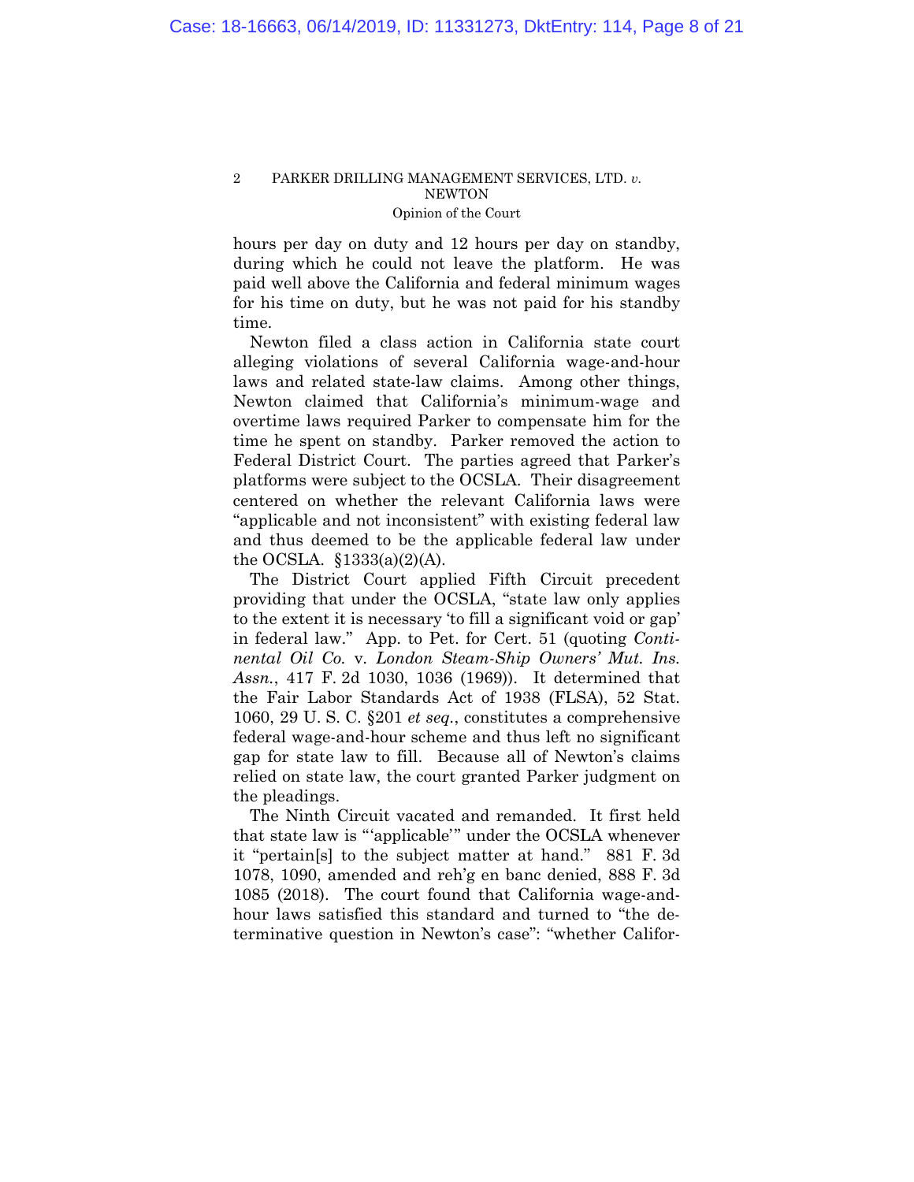hours per day on duty and 12 hours per day on standby, during which he could not leave the platform. He was paid well above the California and federal minimum wages for his time on duty, but he was not paid for his standby time.

Newton filed a class action in California state court alleging violations of several California wage-and-hour laws and related state-law claims. Among other things, Newton claimed that California's minimum-wage and overtime laws required Parker to compensate him for the time he spent on standby. Parker removed the action to Federal District Court. The parties agreed that Parker's platforms were subject to the OCSLA. Their disagreement centered on whether the relevant California laws were "applicable and not inconsistent" with existing federal law and thus deemed to be the applicable federal law under the OCSLA. §1333(a)(2)(A).

The District Court applied Fifth Circuit precedent providing that under the OCSLA, "state law only applies to the extent it is necessary 'to fill a significant void or gap' in federal law." App. to Pet. for Cert. 51 (quoting *Continental Oil Co.* v. *London Steam-Ship Owners' Mut. Ins. Assn.*, 417 F. 2d 1030, 1036 (1969)). It determined that the Fair Labor Standards Act of 1938 (FLSA), 52 Stat. 1060, 29 U. S. C. §201 *et seq.*, constitutes a comprehensive federal wage-and-hour scheme and thus left no significant gap for state law to fill. Because all of Newton's claims relied on state law, the court granted Parker judgment on the pleadings.

The Ninth Circuit vacated and remanded. It first held that state law is "'applicable'" under the OCSLA whenever it "pertain[s] to the subject matter at hand." 881 F. 3d 1078, 1090, amended and reh'g en banc denied, 888 F. 3d 1085 (2018). The court found that California wage-and-hour laws satisfied this standard and turned to "the determinative question in Newton's case": "whether Califor-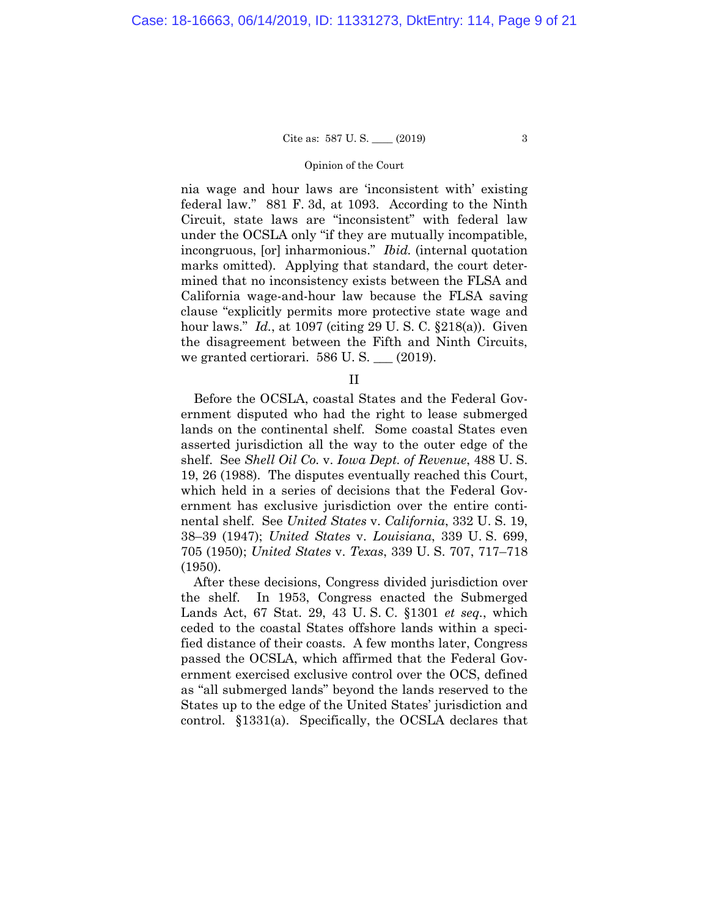nia wage and hour laws are 'inconsistent with' existing federal law." 881 F. 3d, at 1093. According to the Ninth Circuit, state laws are "inconsistent" with federal law under the OCSLA only "if they are mutually incompatible, incongruous, [or] inharmonious." *Ibid.* (internal quotation marks omitted). Applying that standard, the court determined that no inconsistency exists between the FLSA and California wage-and-hour law because the FLSA saving clause "explicitly permits more protective state wage and hour laws." *Id.*, at 1097 (citing 29 U. S. C. §218(a)). Given the disagreement between the Fifth and Ninth Circuits, we granted certiorari. 586 U. S. ___ (2019).

## II

Before the OCSLA, coastal States and the Federal Government disputed who had the right to lease submerged lands on the continental shelf. Some coastal States even asserted jurisdiction all the way to the outer edge of the shelf. See *Shell Oil Co.* v. *Iowa Dept. of Revenue*, 488 U. S. 19, 26 (1988). The disputes eventually reached this Court, which held in a series of decisions that the Federal Government has exclusive jurisdiction over the entire continental shelf. See *United States* v. *California*, 332 U. S. 19, 38–39 (1947); *United States* v. *Louisiana*, 339 U. S. 699, 705 (1950); *United States* v. *Texas*, 339 U. S. 707, 717–718 (1950).

After these decisions, Congress divided jurisdiction over the shelf. In 1953, Congress enacted the Submerged Lands Act, 67 Stat. 29, 43 U. S. C. §1301 *et seq.*, which ceded to the coastal States offshore lands within a specified distance of their coasts. A few months later, Congress passed the OCSLA, which affirmed that the Federal Government exercised exclusive control over the OCS, defined as "all submerged lands" beyond the lands reserved to the States up to the edge of the United States' jurisdiction and control. §1331(a). Specifically, the OCSLA declares that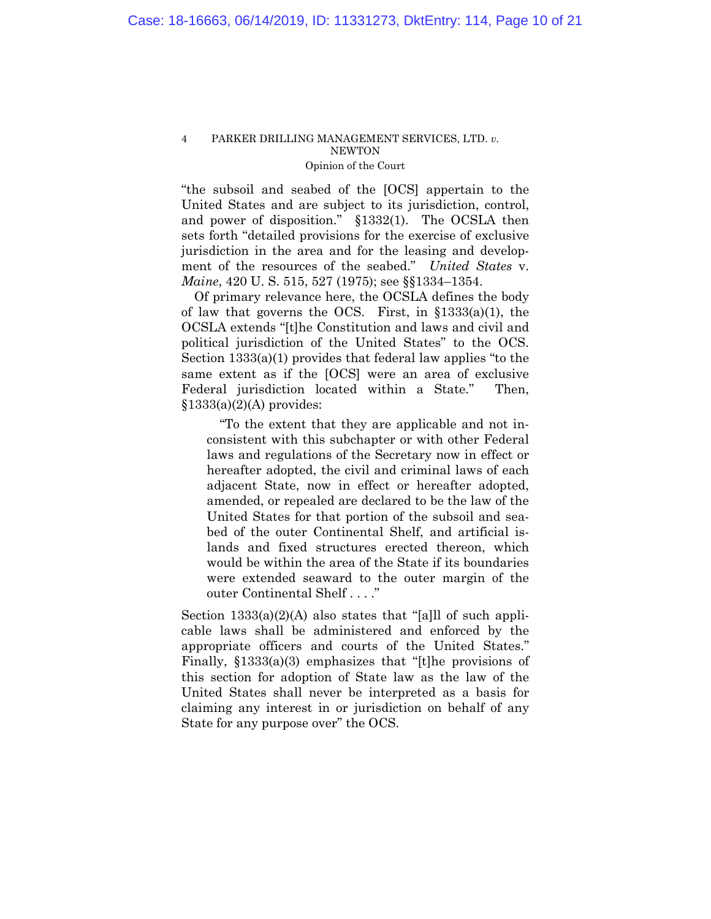"the subsoil and seabed of the [OCS] appertain to the United States and are subject to its jurisdiction, control, and power of disposition." §1332(1). The OCSLA then sets forth "detailed provisions for the exercise of exclusive jurisdiction in the area and for the leasing and development of the resources of the seabed." *United States* v. *Maine*, 420 U. S. 515, 527 (1975); see §§1334–1354.

Of primary relevance here, the OCSLA defines the body of law that governs the OCS. First, in §1333(a)(1), the OCSLA extends "[t]he Constitution and laws and civil and political jurisdiction of the United States" to the OCS. Section 1333(a)(1) provides that federal law applies "to the same extent as if the [OCS] were an area of exclusive Federal jurisdiction located within a State." Then, §1333(a)(2)(A) provides:

> "To the extent that they are applicable and not inconsistent with this subchapter or with other Federal laws and regulations of the Secretary now in effect or hereafter adopted, the civil and criminal laws of each adjacent State, now in effect or hereafter adopted, amended, or repealed are declared to be the law of the United States for that portion of the subsoil and seabed of the outer Continental Shelf, and artificial islands and fixed structures erected thereon, which would be within the area of the State if its boundaries were extended seaward to the outer margin of the outer Continental Shelf . . . ."

Section 1333(a)(2)(A) also states that "[a]ll of such applicable laws shall be administered and enforced by the appropriate officers and courts of the United States." Finally, §1333(a)(3) emphasizes that "[t]he provisions of this section for adoption of State law as the law of the United States shall never be interpreted as a basis for claiming any interest in or jurisdiction on behalf of any State for any purpose over" the OCS.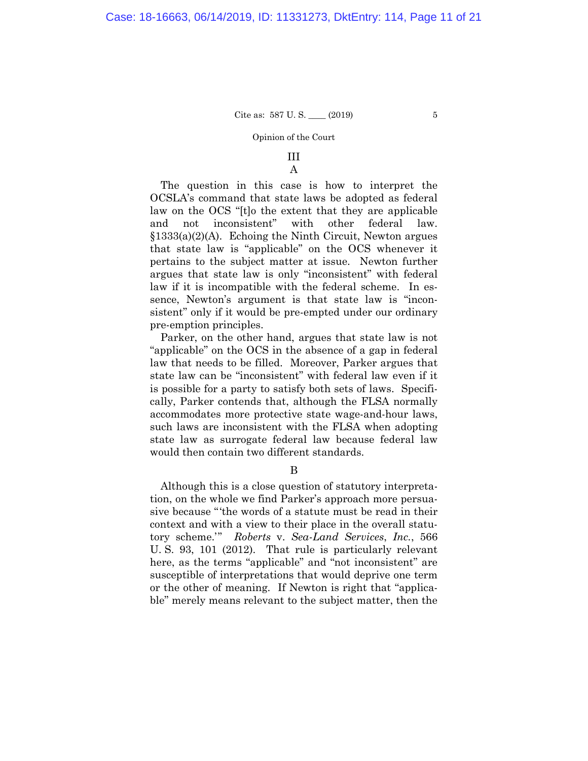## III

### A

The question in this case is how to interpret the OCSLA's command that state laws be adopted as federal law on the OCS "[t]o the extent that they are applicable and not inconsistent" with other federal law. §1333(a)(2)(A). Echoing the Ninth Circuit, Newton argues that state law is "applicable" on the OCS whenever it pertains to the subject matter at issue. Newton further argues that state law is only "inconsistent" with federal law if it is incompatible with the federal scheme. In essence, Newton's argument is that state law is "inconsistent" only if it would be pre-empted under our ordinary pre-emption principles.

Parker, on the other hand, argues that state law is not "applicable" on the OCS in the absence of a gap in federal law that needs to be filled. Moreover, Parker argues that state law can be "inconsistent" with federal law even if it is possible for a party to satisfy both sets of laws. Specifically, Parker contends that, although the FLSA normally accommodates more protective state wage-and-hour laws, such laws are inconsistent with the FLSA when adopting state law as surrogate federal law because federal law would then contain two different standards.

### B

Although this is a close question of statutory interpretation, on the whole we find Parker's approach more persuasive because "'the words of a statute must be read in their context and with a view to their place in the overall statutory scheme.'" *Roberts* v. *Sea-Land Services, Inc.*, 566 U. S. 93, 101 (2012). That rule is particularly relevant here, as the terms "applicable" and "not inconsistent" are susceptible of interpretations that would deprive one term or the other of meaning. If Newton is right that "applicable" merely means relevant to the subject matter, then the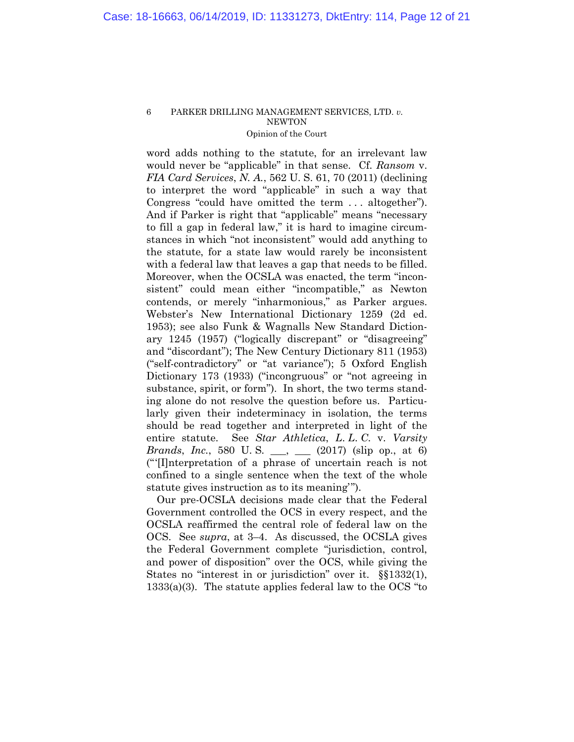word adds nothing to the statute, for an irrelevant law would never be "applicable" in that sense. Cf. *Ransom* v. *FIA Card Services*, *N. A.*, 562 U. S. 61, 70 (2011) (declining to interpret the word "applicable" in such a way that Congress "could have omitted the term . . . altogether"). And if Parker is right that "applicable" means "necessary to fill a gap in federal law," it is hard to imagine circumstances in which "not inconsistent" would add anything to the statute, for a state law would rarely be inconsistent with a federal law that leaves a gap that needs to be filled. Moreover, when the OCSLA was enacted, the term "inconsistent" could mean either "incompatible," as Newton contends, or merely "inharmonious," as Parker argues. Webster's New International Dictionary 1259 (2d ed. 1953); see also Funk & Wagnalls New Standard Dictionary 1245 (1957) ("logically discrepant" or "disagreeing" and "discordant"); The New Century Dictionary 811 (1953) ("self-contradictory" or "at variance"); 5 Oxford English Dictionary 173 (1933) ("incongruous" or "not agreeing in substance, spirit, or form"). In short, the two terms standing alone do not resolve the question before us. Particularly given their indeterminacy in isolation, the terms should be read together and interpreted in light of the entire statute. See *Star Athletica*, *L. L. C.* v. *Varsity Brands*, *Inc.*, 580 U. S. \_\_\_, \_\_\_ (2017) (slip op., at 6) ("'[I]nterpretation of a phrase of uncertain reach is not confined to a single sentence when the text of the whole statute gives instruction as to its meaning'").

Our pre-OCSLA decisions made clear that the Federal Government controlled the OCS in every respect, and the OCSLA reaffirmed the central role of federal law on the OCS. See *supra*, at 3–4. As discussed, the OCSLA gives the Federal Government complete "jurisdiction, control, and power of disposition" over the OCS, while giving the States no "interest in or jurisdiction" over it. §§1332(1), 1333(a)(3). The statute applies federal law to the OCS "to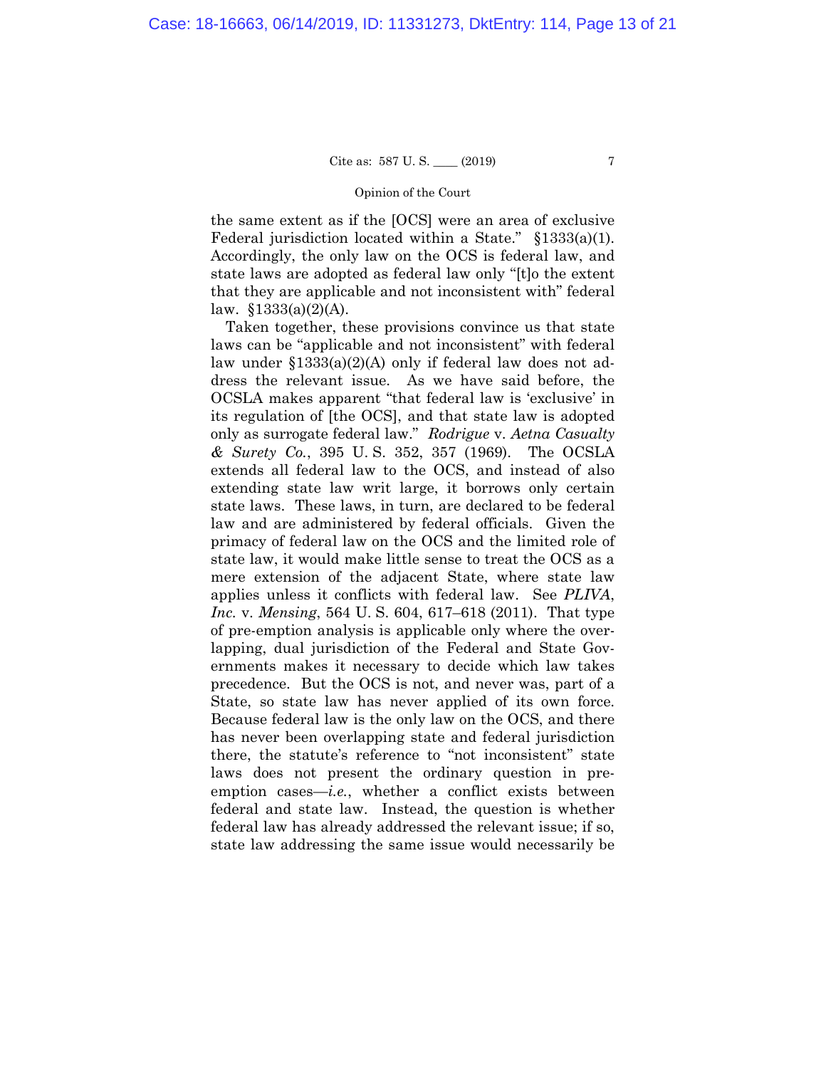the same extent as if the [OCS] were an area of exclusive Federal jurisdiction located within a State." §1333(a)(1). Accordingly, the only law on the OCS is federal law, and state laws are adopted as federal law only "[t]o the extent that they are applicable and not inconsistent with" federal law. §1333(a)(2)(A).

Taken together, these provisions convince us that state laws can be "applicable and not inconsistent" with federal law under §1333(a)(2)(A) only if federal law does not address the relevant issue. As we have said before, the OCSLA makes apparent "that federal law is 'exclusive' in its regulation of [the OCS], and that state law is adopted only as surrogate federal law." *Rodrigue* v. *Aetna Casualty & Surety Co.*, 395 U. S. 352, 357 (1969). The OCSLA extends all federal law to the OCS, and instead of also extending state law writ large, it borrows only certain state laws. These laws, in turn, are declared to be federal law and are administered by federal officials. Given the primacy of federal law on the OCS and the limited role of state law, it would make little sense to treat the OCS as a mere extension of the adjacent State, where state law applies unless it conflicts with federal law. See *PLIVA, Inc.* v. *Mensing*, 564 U. S. 604, 617–618 (2011). That type of pre-emption analysis is applicable only where the overlapping, dual jurisdiction of the Federal and State Governments makes it necessary to decide which law takes precedence. But the OCS is not, and never was, part of a State, so state law has never applied of its own force. Because federal law is the only law on the OCS, and there has never been overlapping state and federal jurisdiction there, the statute's reference to "not inconsistent" state laws does not present the ordinary question in pre-emption cases—*i.e.*, whether a conflict exists between federal and state law. Instead, the question is whether federal law has already addressed the relevant issue; if so, state law addressing the same issue would necessarily be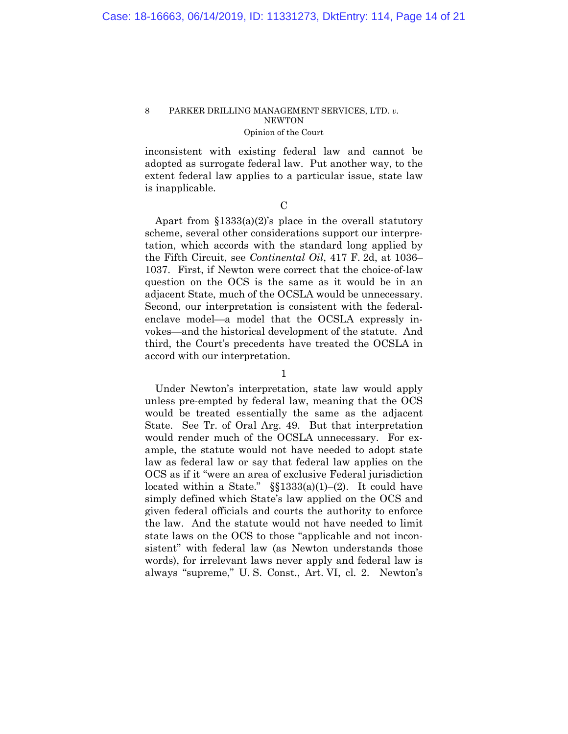inconsistent with existing federal law and cannot be adopted as surrogate federal law. Put another way, to the extent federal law applies to a particular issue, state law is inapplicable.

C

Apart from §1333(a)(2)'s place in the overall statutory scheme, several other considerations support our interpretation, which accords with the standard long applied by the Fifth Circuit, see *Continental Oil*, 417 F. 2d, at 1036–1037. First, if Newton were correct that the choice-of-law question on the OCS is the same as it would be in an adjacent State, much of the OCSLA would be unnecessary. Second, our interpretation is consistent with the federal-enclave model—a model that the OCSLA expressly invokes—and the historical development of the statute. And third, the Court's precedents have treated the OCSLA in accord with our interpretation.

1

Under Newton's interpretation, state law would apply unless pre-empted by federal law, meaning that the OCS would be treated essentially the same as the adjacent State. See Tr. of Oral Arg. 49. But that interpretation would render much of the OCSLA unnecessary. For example, the statute would not have needed to adopt state law as federal law or say that federal law applies on the OCS as if it "were an area of exclusive Federal jurisdiction located within a State." §§1333(a)(1)–(2). It could have simply defined which State's law applied on the OCS and given federal officials and courts the authority to enforce the law. And the statute would not have needed to limit state laws on the OCS to those "applicable and not inconsistent" with federal law (as Newton understands those words), for irrelevant laws never apply and federal law is always "supreme," U. S. Const., Art. VI, cl. 2. Newton's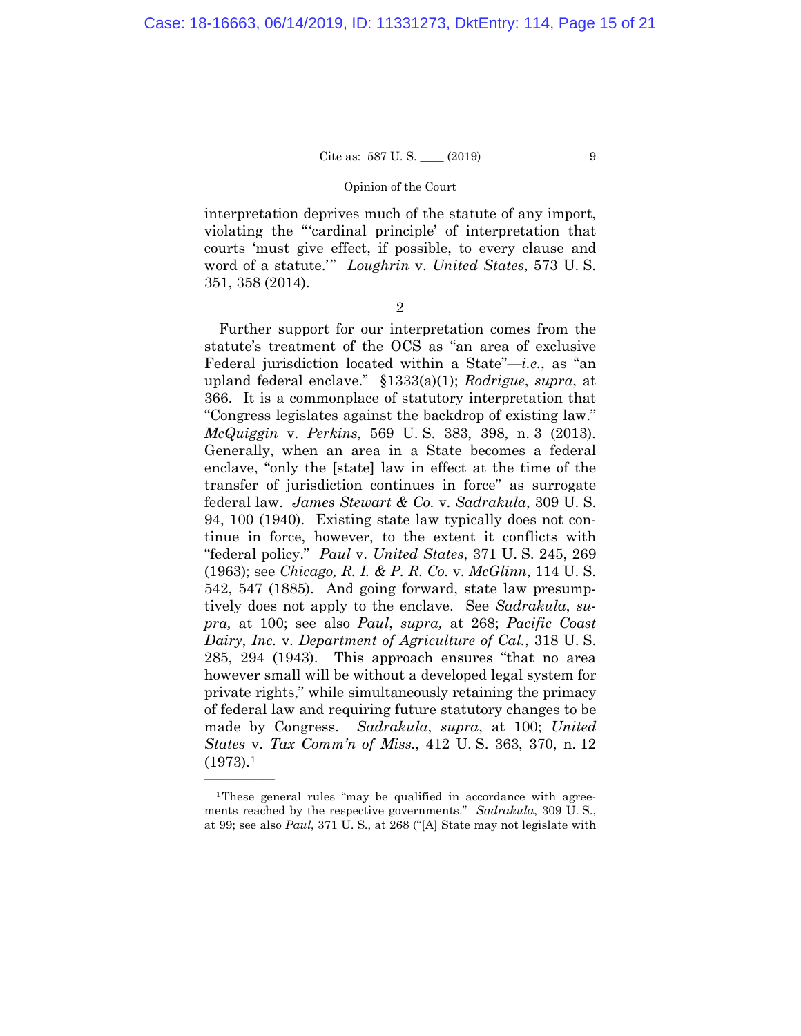interpretation deprives much of the statute of any import, violating the "'cardinal principle' of interpretation that courts 'must give effect, if possible, to every clause and word of a statute.'" *Loughrin* v. *United States*, 573 U. S. 351, 358 (2014).

2

Further support for our interpretation comes from the statute's treatment of the OCS as "an area of exclusive Federal jurisdiction located within a State"—*i.e.*, as "an upland federal enclave." §1333(a)(1); *Rodrigue*, *supra*, at 366. It is a commonplace of statutory interpretation that "Congress legislates against the backdrop of existing law." *McQuiggin* v. *Perkins*, 569 U. S. 383, 398, n. 3 (2013). Generally, when an area in a State becomes a federal enclave, "only the [state] law in effect at the time of the transfer of jurisdiction continues in force" as surrogate federal law. *James Stewart & Co.* v. *Sadrakula*, 309 U. S. 94, 100 (1940). Existing state law typically does not continue in force, however, to the extent it conflicts with "federal policy." *Paul* v. *United States*, 371 U. S. 245, 269 (1963); see *Chicago, R. I. & P. R. Co.* v. *McGlinn*, 114 U. S. 542, 547 (1885). And going forward, state law presumptively does not apply to the enclave. See *Sadrakula*, *supra,* at 100; see also *Paul*, *supra,* at 268; *Pacific Coast Dairy*, *Inc.* v. *Department of Agriculture of Cal.*, 318 U. S. 285, 294 (1943). This approach ensures "that no area however small will be without a developed legal system for private rights," while simultaneously retaining the primacy of federal law and requiring future statutory changes to be made by Congress. *Sadrakula*, *supra*, at 100; *United States* v. *Tax Comm'n of Miss.*, 412 U. S. 363, 370, n. 12 (1973).[1]

---

[1] These general rules "may be qualified in accordance with agreements reached by the respective governments." *Sadrakula*, 309 U. S., at 99; see also *Paul*, 371 U. S., at 268 ("[A] State may not legislate with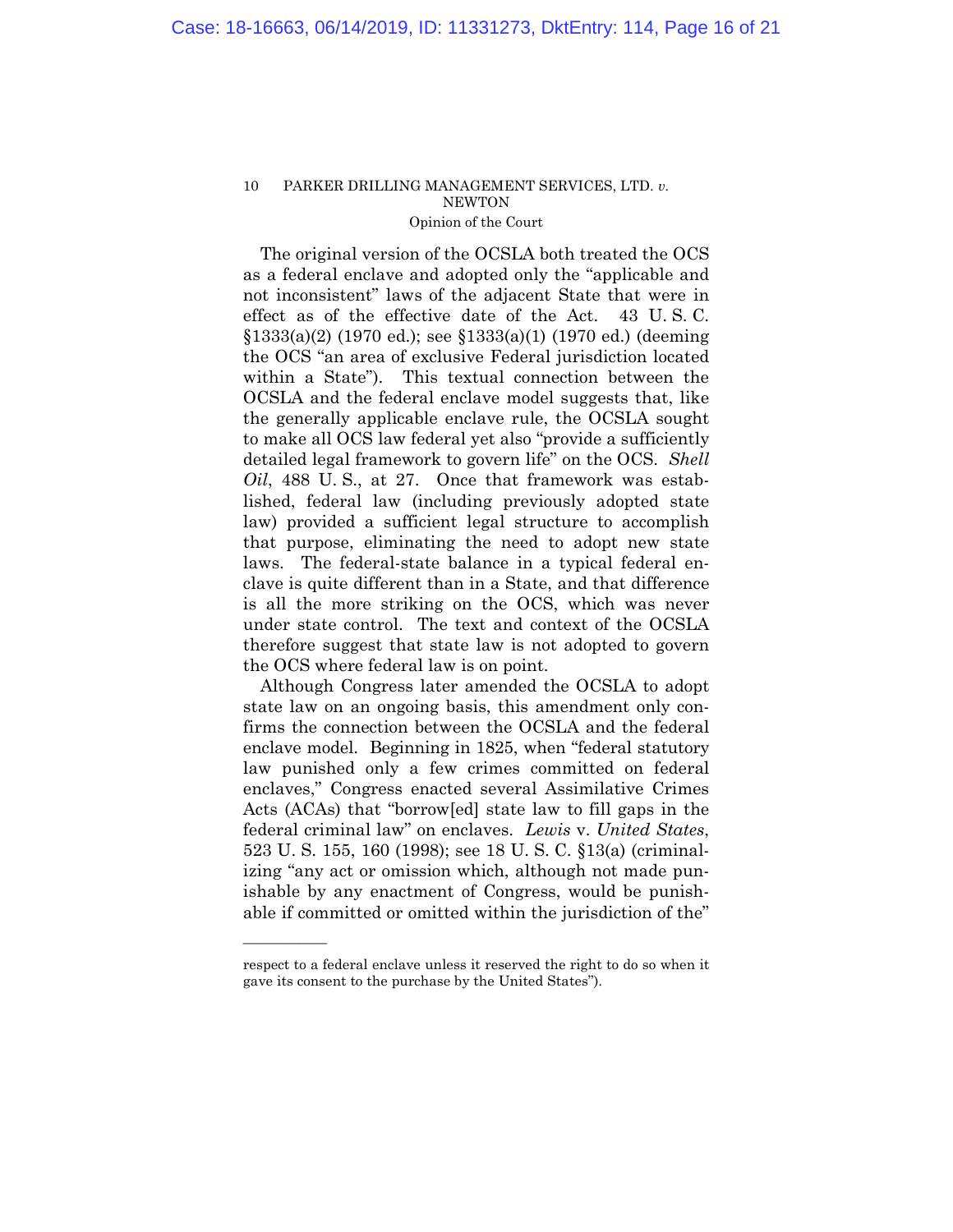The original version of the OCSLA both treated the OCS as a federal enclave and adopted only the "applicable and not inconsistent" laws of the adjacent State that were in effect as of the effective date of the Act. 43 U. S. C. §1333(a)(2) (1970 ed.); see §1333(a)(1) (1970 ed.) (deeming the OCS "an area of exclusive Federal jurisdiction located within a State"). This textual connection between the OCSLA and the federal enclave model suggests that, like the generally applicable enclave rule, the OCSLA sought to make all OCS law federal yet also "provide a sufficiently detailed legal framework to govern life" on the OCS. *Shell Oil*, 488 U. S., at 27. Once that framework was established, federal law (including previously adopted state law) provided a sufficient legal structure to accomplish that purpose, eliminating the need to adopt new state laws. The federal-state balance in a typical federal enclave is quite different than in a State, and that difference is all the more striking on the OCS, which was never under state control. The text and context of the OCSLA therefore suggest that state law is not adopted to govern the OCS where federal law is on point.

Although Congress later amended the OCSLA to adopt state law on an ongoing basis, this amendment only confirms the connection between the OCSLA and the federal enclave model. Beginning in 1825, when "federal statutory law punished only a few crimes committed on federal enclaves," Congress enacted several Assimilative Crimes Acts (ACAs) that "borrow[ed] state law to fill gaps in the federal criminal law" on enclaves. *Lewis* v. *United States*, 523 U. S. 155, 160 (1998); see 18 U. S. C. §13(a) (criminalizing "any act or omission which, although not made punishable by any enactment of Congress, would be punishable if committed or omitted within the jurisdiction of the"

---

respect to a federal enclave unless it reserved the right to do so when it gave its consent to the purchase by the United States").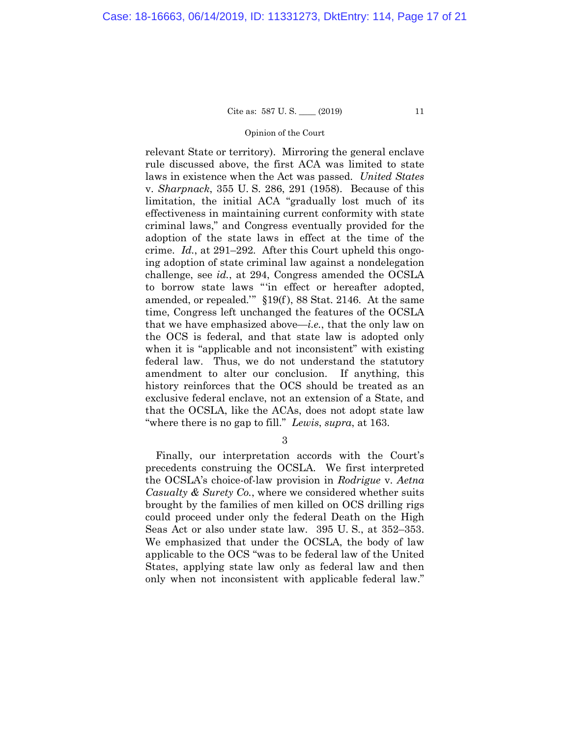relevant State or territory). Mirroring the general enclave rule discussed above, the first ACA was limited to state laws in existence when the Act was passed. *United States* v. *Sharpnack*, 355 U. S. 286, 291 (1958). Because of this limitation, the initial ACA "gradually lost much of its effectiveness in maintaining current conformity with state criminal laws," and Congress eventually provided for the adoption of the state laws in effect at the time of the crime. *Id.*, at 291–292. After this Court upheld this ongoing adoption of state criminal law against a nondelegation challenge, see *id.*, at 294, Congress amended the OCSLA to borrow state laws "'in effect or hereafter adopted, amended, or repealed.'" §19(f), 88 Stat. 2146. At the same time, Congress left unchanged the features of the OCSLA that we have emphasized above—*i.e.*, that the only law on the OCS is federal, and that state law is adopted only when it is "applicable and not inconsistent" with existing federal law. Thus, we do not understand the statutory amendment to alter our conclusion. If anything, this history reinforces that the OCS should be treated as an exclusive federal enclave, not an extension of a State, and that the OCSLA, like the ACAs, does not adopt state law "where there is no gap to fill." *Lewis*, *supra*, at 163.

3

Finally, our interpretation accords with the Court's precedents construing the OCSLA. We first interpreted the OCSLA's choice-of-law provision in *Rodrigue* v. *Aetna Casualty & Surety Co.*, where we considered whether suits brought by the families of men killed on OCS drilling rigs could proceed under only the federal Death on the High Seas Act or also under state law. 395 U. S., at 352–353. We emphasized that under the OCSLA, the body of law applicable to the OCS "was to be federal law of the United States, applying state law only as federal law and then only when not inconsistent with applicable federal law."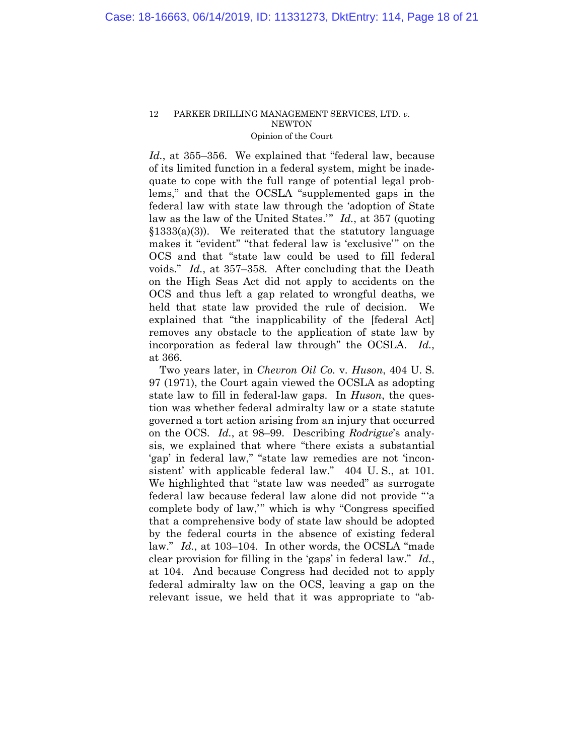*Id.*, at 355–356. We explained that "federal law, because of its limited function in a federal system, might be inadequate to cope with the full range of potential legal problems," and that the OCSLA "supplemented gaps in the federal law with state law through the 'adoption of State law as the law of the United States.'" *Id.*, at 357 (quoting §1333(a)(3)). We reiterated that the statutory language makes it "evident" "that federal law is 'exclusive'" on the OCS and that "state law could be used to fill federal voids." *Id.*, at 357–358. After concluding that the Death on the High Seas Act did not apply to accidents on the OCS and thus left a gap related to wrongful deaths, we held that state law provided the rule of decision. We explained that "the inapplicability of the [federal Act] removes any obstacle to the application of state law by incorporation as federal law through" the OCSLA. *Id.*, at 366.

Two years later, in *Chevron Oil Co.* v. *Huson*, 404 U. S. 97 (1971), the Court again viewed the OCSLA as adopting state law to fill in federal-law gaps. In *Huson*, the question was whether federal admiralty law or a state statute governed a tort action arising from an injury that occurred on the OCS. *Id.*, at 98–99. Describing *Rodrigue*'s analysis, we explained that where "there exists a substantial 'gap' in federal law," "state law remedies are not 'inconsistent' with applicable federal law." 404 U. S., at 101. We highlighted that "state law was needed" as surrogate federal law because federal law alone did not provide "'a complete body of law,'" which is why "Congress specified that a comprehensive body of state law should be adopted by the federal courts in the absence of existing federal law." *Id.*, at 103–104. In other words, the OCSLA "made clear provision for filling in the 'gaps' in federal law." *Id.*, at 104. And because Congress had decided not to apply federal admiralty law on the OCS, leaving a gap on the relevant issue, we held that it was appropriate to "ab-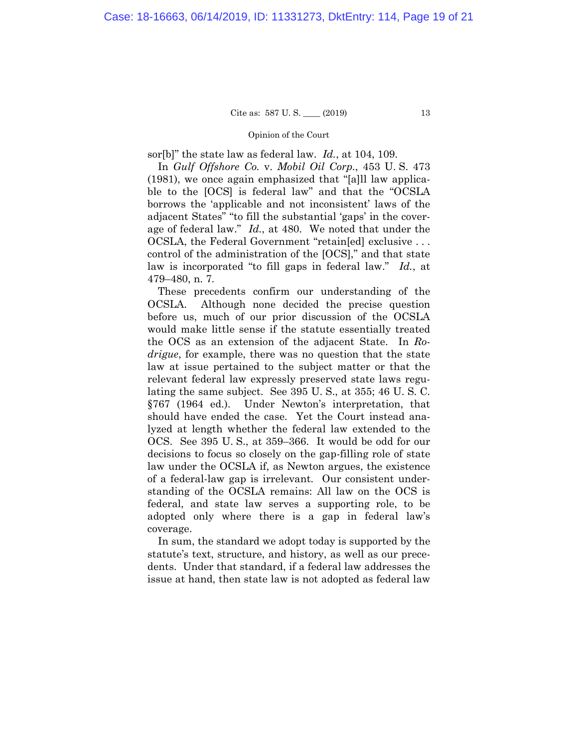sor[b]" the state law as federal law. *Id.*, at 104, 109.

In *Gulf Offshore Co.* v. *Mobil Oil Corp.*, 453 U. S. 473 (1981), we once again emphasized that "[a]ll law applicable to the [OCS] is federal law" and that the "OCSLA borrows the 'applicable and not inconsistent' laws of the adjacent States" "to fill the substantial 'gaps' in the coverage of federal law." *Id.*, at 480. We noted that under the OCSLA, the Federal Government "retain[ed] exclusive . . . control of the administration of the [OCS]," and that state law is incorporated "to fill gaps in federal law." *Id.*, at 479–480, n. 7.

These precedents confirm our understanding of the OCSLA. Although none decided the precise question before us, much of our prior discussion of the OCSLA would make little sense if the statute essentially treated the OCS as an extension of the adjacent State. In *Rodrigue*, for example, there was no question that the state law at issue pertained to the subject matter or that the relevant federal law expressly preserved state laws regulating the same subject. See 395 U. S., at 355; 46 U. S. C. §767 (1964 ed.). Under Newton's interpretation, that should have ended the case. Yet the Court instead analyzed at length whether the federal law extended to the OCS. See 395 U. S., at 359–366. It would be odd for our decisions to focus so closely on the gap-filling role of state law under the OCSLA if, as Newton argues, the existence of a federal-law gap is irrelevant. Our consistent understanding of the OCSLA remains: All law on the OCS is federal, and state law serves a supporting role, to be adopted only where there is a gap in federal law's coverage.

In sum, the standard we adopt today is supported by the statute's text, structure, and history, as well as our precedents. Under that standard, if a federal law addresses the issue at hand, then state law is not adopted as federal law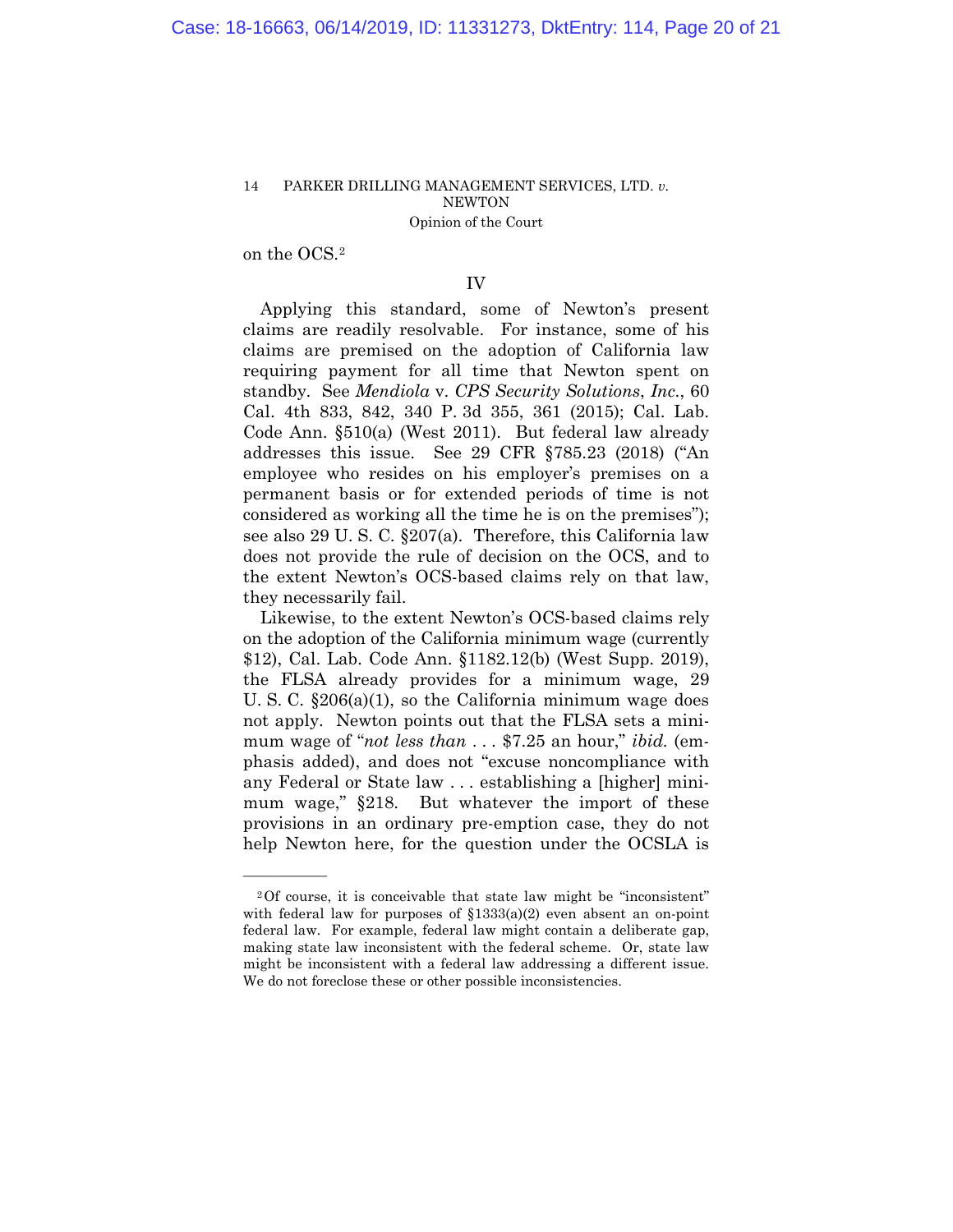on the OCS.[2]

IV

Applying this standard, some of Newton's present claims are readily resolvable. For instance, some of his claims are premised on the adoption of California law requiring payment for all time that Newton spent on standby. See *Mendiola* v. *CPS Security Solutions*, *Inc.*, 60 Cal. 4th 833, 842, 340 P. 3d 355, 361 (2015); Cal. Lab. Code Ann. §510(a) (West 2011). But federal law already addresses this issue. See 29 CFR §785.23 (2018) ("An employee who resides on his employer's premises on a permanent basis or for extended periods of time is not considered as working all the time he is on the premises"); see also 29 U. S. C. §207(a). Therefore, this California law does not provide the rule of decision on the OCS, and to the extent Newton's OCS-based claims rely on that law, they necessarily fail.

Likewise, to the extent Newton's OCS-based claims rely on the adoption of the California minimum wage (currently $12), Cal. Lab. Code Ann. §1182.12(b) (West Supp. 2019), the FLSA already provides for a minimum wage, 29 U. S. C. §206(a)(1), so the California minimum wage does not apply. Newton points out that the FLSA sets a minimum wage of "*not less than* . . . $7.25 an hour," *ibid.* (emphasis added), and does not "excuse noncompliance with any Federal or State law . . . establishing a [higher] minimum wage," §218. But whatever the import of these provisions in an ordinary pre-emption case, they do not help Newton here, for the question under the OCSLA is

---

[2] Of course, it is conceivable that state law might be "inconsistent" with federal law for purposes of §1333(a)(2) even absent an on-point federal law. For example, federal law might contain a deliberate gap, making state law inconsistent with the federal scheme. Or, state law might be inconsistent with a federal law addressing a different issue. We do not foreclose these or other possible inconsistencies.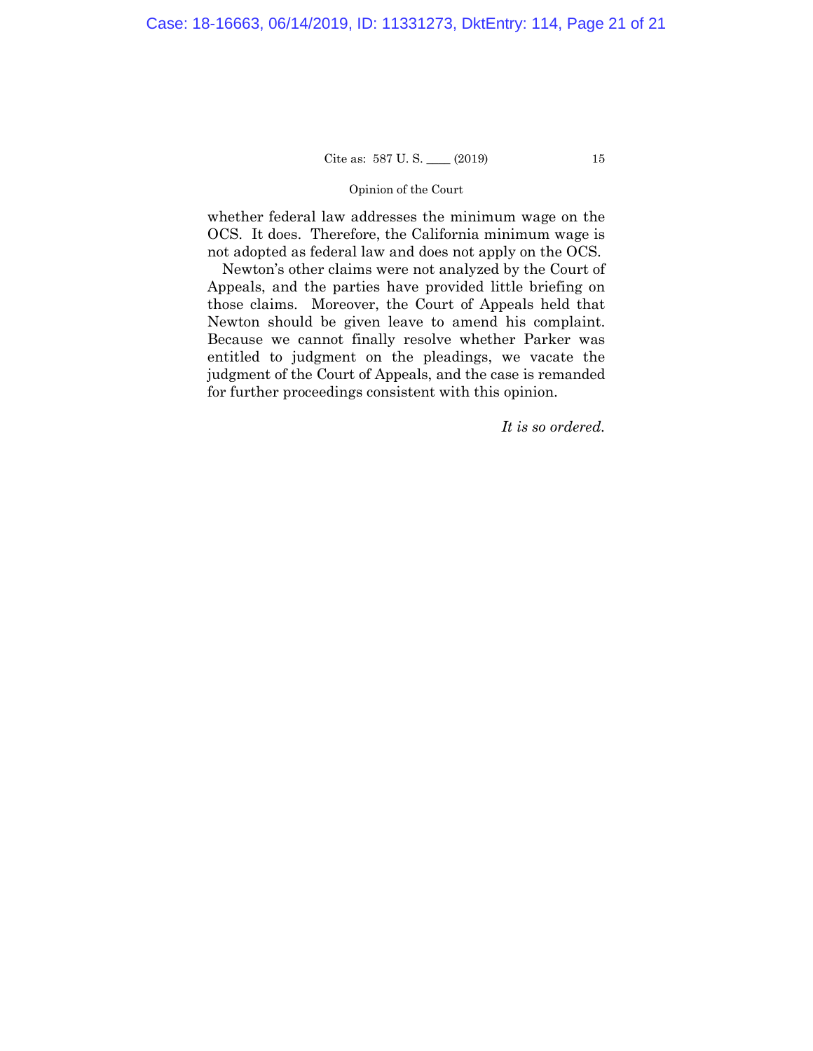whether federal law addresses the minimum wage on the OCS. It does. Therefore, the California minimum wage is not adopted as federal law and does not apply on the OCS.

Newton's other claims were not analyzed by the Court of Appeals, and the parties have provided little briefing on those claims. Moreover, the Court of Appeals held that Newton should be given leave to amend his complaint. Because we cannot finally resolve whether Parker was entitled to judgment on the pleadings, we vacate the judgment of the Court of Appeals, and the case is remanded for further proceedings consistent with this opinion.

*It is so ordered.*